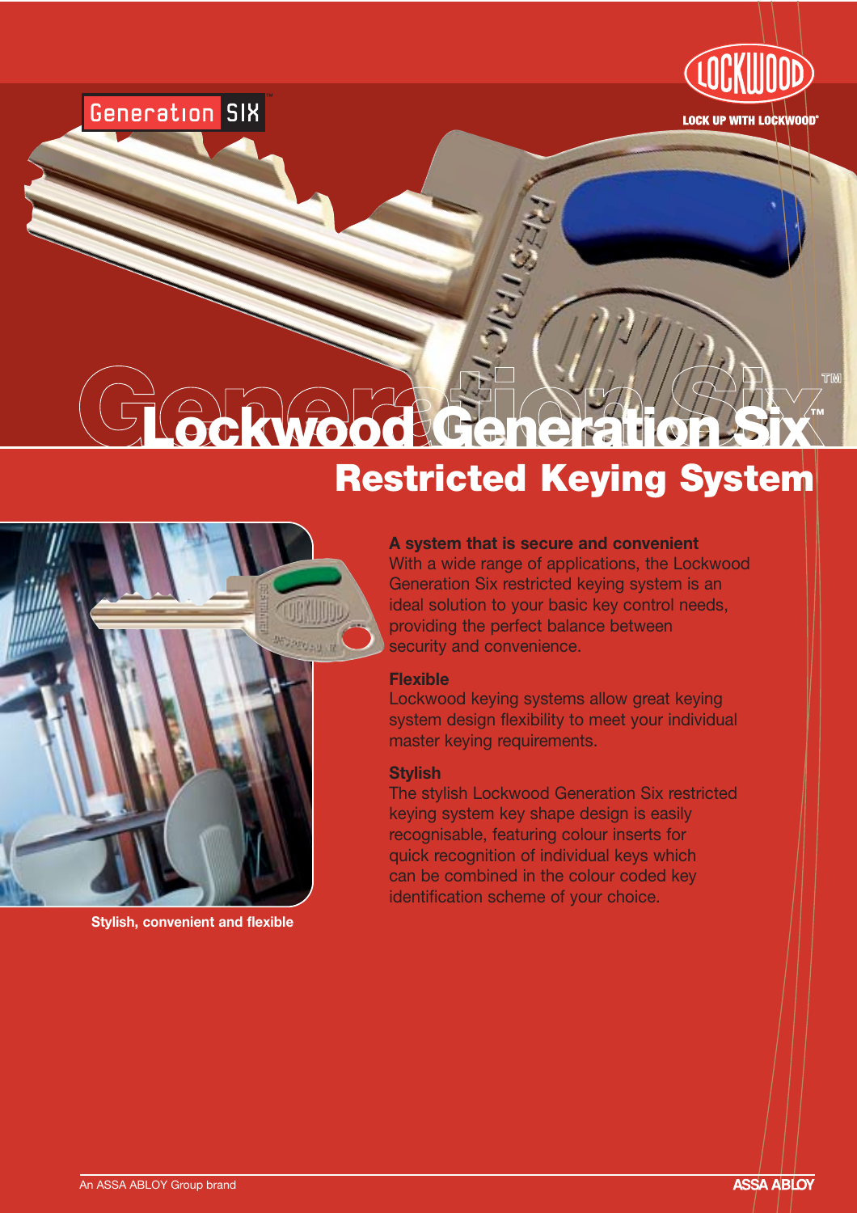# Lockwood Generation Six™

## Restricted Keying System

Stylish, convenient and flexible

### A system that is secure and convenient

With a wide range of applications, the Lockwood Generation Six restricted keying system is an ideal solution to your basic key control needs, providing the perfect balance between security and convenience.

### Flexible

Lockwood keying systems allow great keying system design flexibility to meet your individual master keying requirements.

### Stylish

The stylish Lockwood Generation Six restricted keying system key shape design is easily recognisable, featuring colour inserts for quick recognition of individual keys which can be combined in the colour coded key identification scheme of your choice.

An ASSA ABLOY Group brand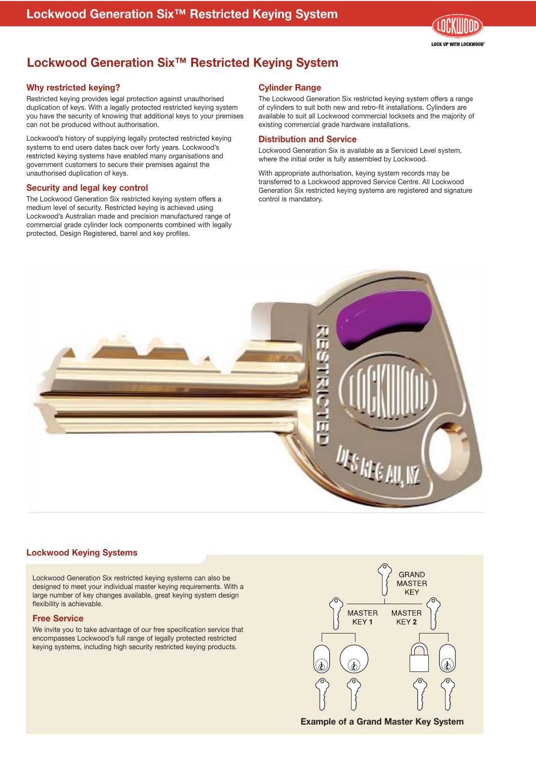# Lockwood Generation Six™ Restricted Keying System

## Why restricted keying?

Restricted keying provides legal protection against unauthorised duplication of keys. With a legally protected restricted keying system you have the security of knowing that additional keys to your premises can not be produced without authorisation.

Lockwood's history of supplying legally protected restricted keying systems to end users dates back over forty years. Lockwood's restricted keying systems have enabled many organisations and government customers to secure their premises against the unauthorised duplication of keys.

## Security and legal key control

The Lockwood Generation Six restricted keying system offers a medium level of security. Restricted keying is achieved using Lockwood's Australian made and precision manufactured range of commercial grade cylinder lock components combined with legally protected, Design Registered, barrel and key profiles.

## Cylinder Range

The Lockwood Generation Six restricted keying system offers a range of cylinders to suit both new and retro-fit installations. Cylinders are available to suit all Lockwood commercial locksets and the majority of existing commercial grade hardware installations.

## Distribution and Service

Lockwood Generation Six is available as a Serviced Level system, where the initial order is fully assembled by Lockwood.

With appropriate authorisation, keying system records may be transferred to a Lockwood approved Service Centre. All Lockwood Generation Six restricted keying systems are registered and signature control is mandatory.

## Lockwood Keying Systems

Lockwood Generation Six restricted keying systems can also be designed to meet your individual master keying requirements. With a large number of key changes available, great keying system design flexibility is achievable.

## Free Service

We invite you to take advantage of our free specification service that encompasses Lockwood's full range of legally protected restricted keying systems, including high security restricted keying products.

GRAND MASTER KEY

MASTER KEY **1** — MASTER KEY **2**

**Example of a Grand Master Key System**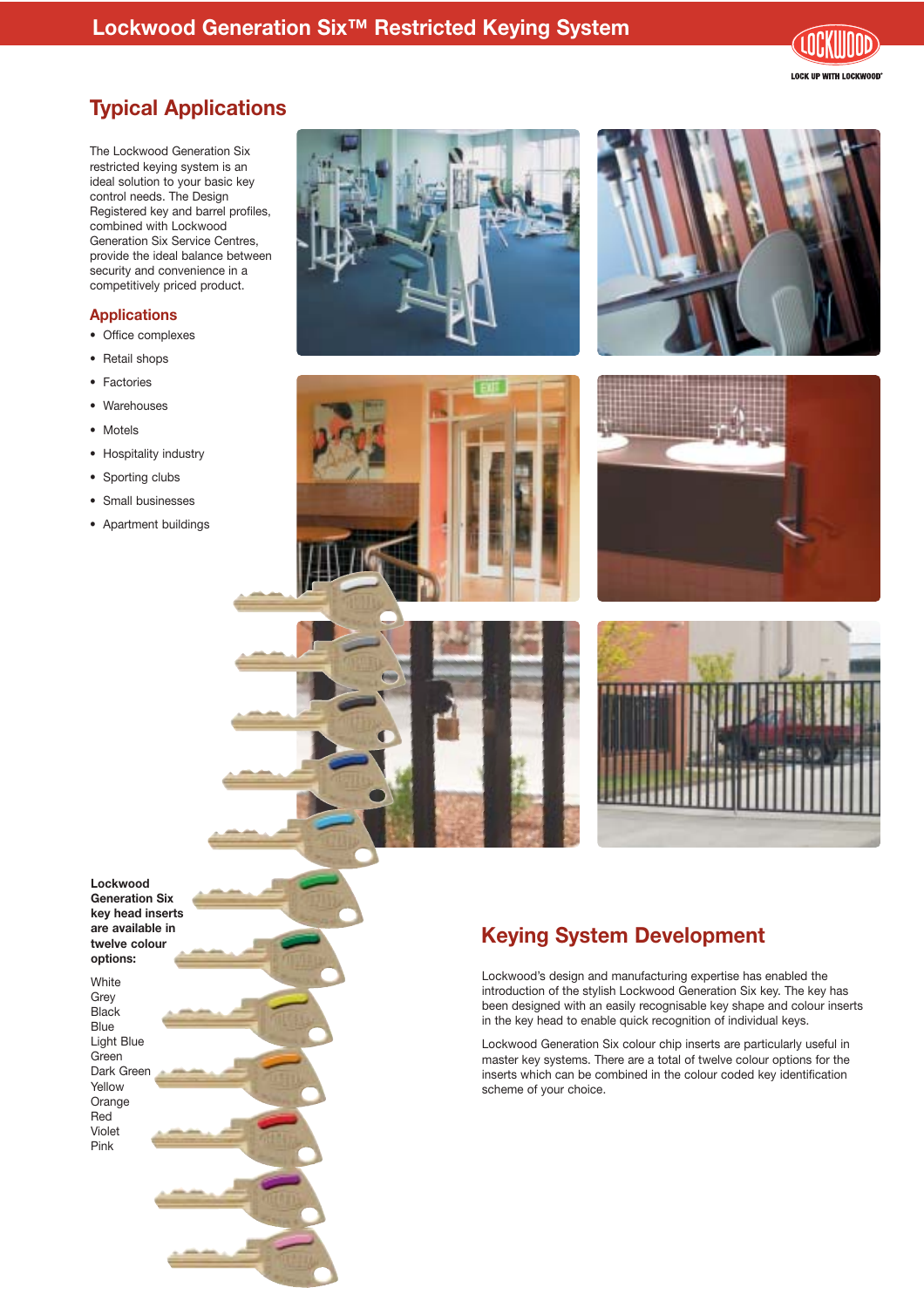# Lockwood Generation Six™ Restricted Keying System

## Typical Applications

The Lockwood Generation Six restricted keying system is an ideal solution to your basic key control needs. The Design Registered key and barrel profiles, combined with Lockwood Generation Six Service Centres, provide the ideal balance between security and convenience in a competitively priced product.

### Applications

- Office complexes
- Retail shops
- Factories
- Warehouses
- Motels
- Hospitality industry
- Sporting clubs
- Small businesses
- Apartment buildings

**Lockwood Generation Six key head inserts are available in twelve colour options:**

White
Grey
Black
Blue
Light Blue
Green
Dark Green
Yellow
Orange
Red
Violet
Pink

## Keying System Development

Lockwood's design and manufacturing expertise has enabled the introduction of the stylish Lockwood Generation Six key. The key has been designed with an easily recognisable key shape and colour inserts in the key head to enable quick recognition of individual keys.

Lockwood Generation Six colour chip inserts are particularly useful in master key systems. There are a total of twelve colour options for the inserts which can be combined in the colour coded key identification scheme of your choice.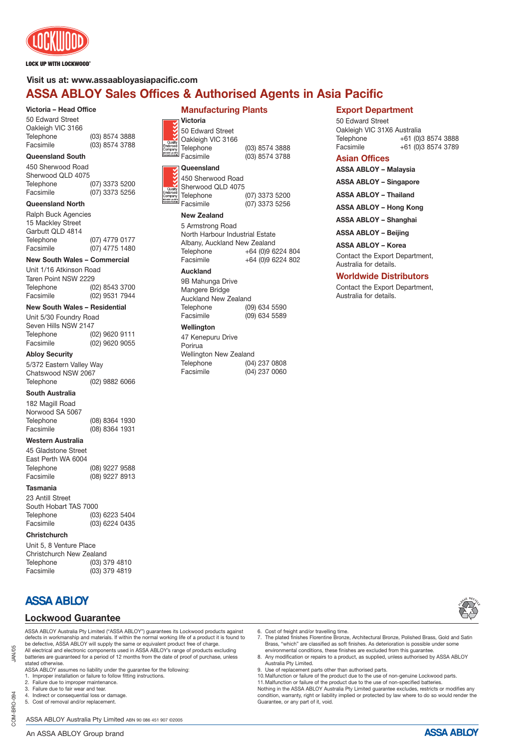LOCK UP WITH LOCKWOOD®

Visit us at: www.assaabloyasiapacific.com

# ASSA ABLOY Sales Offices & Authorised Agents in Asia Pacific

**Victoria – Head Office**
50 Edward Street
Oakleigh VIC 3166
Telephone (03) 8574 3888
Facsimile (03) 8574 3788

**Queensland South**
450 Sherwood Road
Sherwood QLD 4075
Telephone (07) 3373 5200
Facsimile (07) 3373 5256

**Queensland North**
Ralph Buck Agencies
15 Mackley Street
Garbutt QLD 4814
Telephone (07) 4779 0177
Facsimile (07) 4775 1480

**New South Wales – Commercial**
Unit 1/16 Atkinson Road
Taren Point NSW 2229
Telephone (02) 8543 3700
Facsimile (02) 9531 7944

**New South Wales – Residential**
Unit 5/30 Foundry Road
Seven Hills NSW 2147
Telephone (02) 9620 9111
Facsimile (02) 9620 9055

**Abloy Security**
5/372 Eastern Valley Way
Chatswood NSW 2067
Telephone (02) 9882 6066

**South Australia**
182 Magill Road
Norwood SA 5067
Telephone (08) 8364 1930
Facsimile (08) 8364 1931

**Western Australia**
45 Gladstone Street
East Perth WA 6004
Telephone (08) 9227 9588
Facsimile (08) 9227 8913

**Tasmania**
23 Antill Street
South Hobart TAS 7000
Telephone (03) 6223 5404
Facsimile (03) 6224 0435

**Christchurch**
Unit 5, 8 Venture Place
Christchurch New Zealand
Telephone (03) 379 4810
Facsimile (03) 379 4819

## Manufacturing Plants

**Victoria**
50 Edward Street
Oakleigh VIC 3166
Telephone (03) 8574 3888
Facsimile (03) 8574 3788

**Queensland**
450 Sherwood Road
Sherwood QLD 4075
Telephone (07) 3373 5200
Facsimile (07) 3373 5256

**New Zealand**
5 Armstrong Road
North Harbour Industrial Estate
Albany, Auckland New Zealand
Telephone +64 (0)9 6224 804
Facsimile +64 (0)9 6224 802

**Auckland**
9B Mahunga Drive
Mangere Bridge
Auckland New Zealand
Telephone (09) 634 5590
Facsimile (09) 634 5589

**Wellington**
47 Kenepuru Drive
Porirua
Wellington New Zealand
Telephone (04) 237 0808
Facsimile (04) 237 0060

## Export Department

50 Edward Street
Oakleigh VIC 31X6 Australia
Telephone +61 (0)3 8574 3888
Facsimile +61 (0)3 8574 3789

## Asian Offices

**ASSA ABLOY – Malaysia**

**ASSA ABLOY – Singapore**

**ASSA ABLOY – Thailand**

**ASSA ABLOY – Hong Kong**

**ASSA ABLOY – Shanghai**

**ASSA ABLOY – Beijing**

**ASSA ABLOY – Korea**

Contact the Export Department, Australia for details.

## Worldwide Distributors

Contact the Export Department, Australia for details.

## Lockwood Guarantee

ASSA ABLOY Australia Pty Limited ("ASSA ABLOY") guarantees its Lockwood products against defects in workmanship and materials. If within the normal working life of a product it is found to be defective, ASSA ABLOY will supply the same or equivalent product free of charge.
All electrical and electronic components used in ASSA ABLOY's range of products excluding batteries are guaranteed for a period of 12 months from the date of proof of purchase, unless stated otherwise.
ASSA ABLOY assumes no liability under the guarantee for the following:

1. Improper installation or failure to follow fitting instructions.
2. Failure due to improper maintenance.
3. Failure due to fair wear and tear.
4. Indirect or consequential loss or damage.
5. Cost of removal and/or replacement.
6. Cost of freight and/or travelling time.
7. The plated finishes Florentine Bronze, Architectural Bronze, Polished Brass, Gold and Satin Brass, "which" are classified as soft finishes. As deterioration is possible under some environmental conditions, these finishes are excluded from this guarantee.
8. Any modification or repairs to a product, as supplied, unless authorised by ASSA ABLOY Australia Pty Limited.
9. Use of replacement parts other than authorised parts.
10. Malfunction or failure of the product due to the use of non-genuine Lockwood parts.
11. Malfunction or failure of the product due to the use of non-specified batteries.

Nothing in the ASSA ABLOY Australia Pty Limited guarantee excludes, restricts or modifies any condition, warranty, right or liability implied or protected by law where to do so would render the Guarantee, or any part of it, void.

ASSA ABLOY Australia Pty Limited ABN 90 086 451 907 ©2005

An ASSA ABLOY Group brand

COM-BRO-094 JAN/05